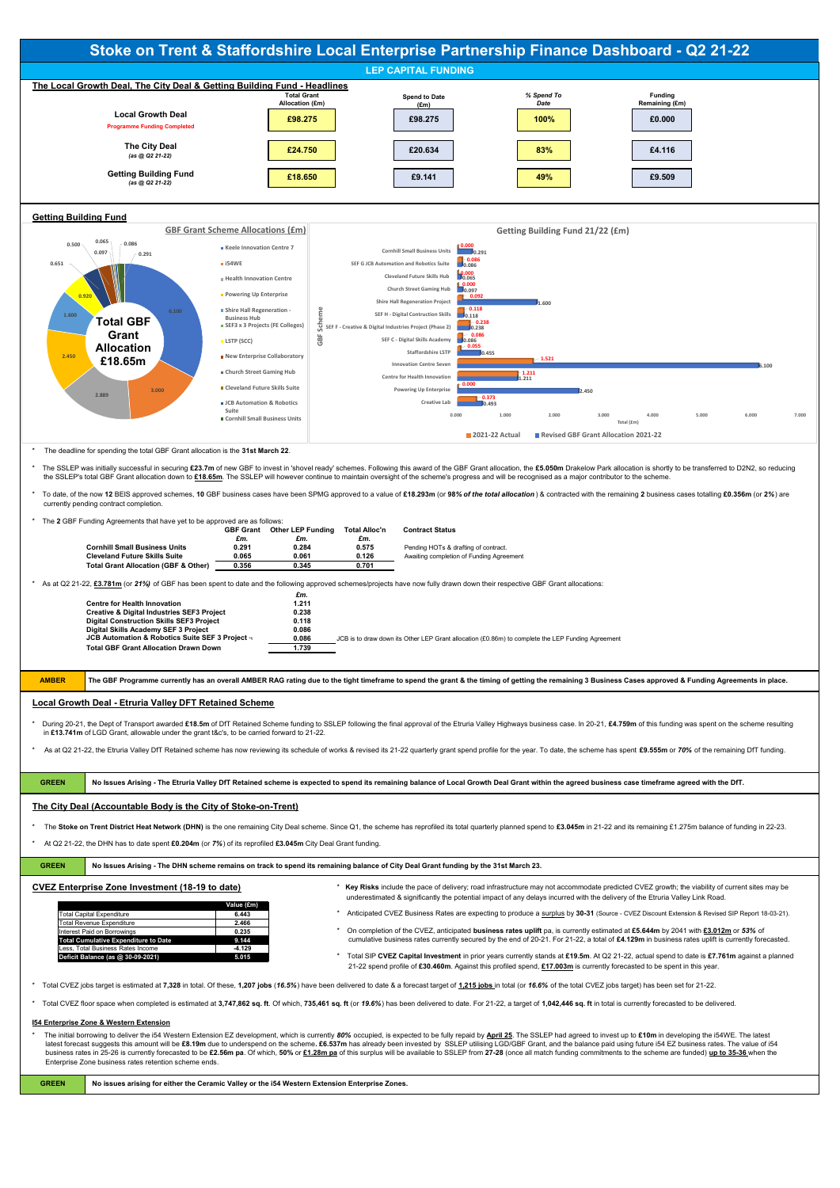# Stoke on Trent & Staffordshire Local Enterprise Partnership Finance Dashboard - Q2 21-22

## LEP CAPITAL FUNDING

### The Local Growth Deal, The City Deal & Getting Building Fund - Headlines

| | Total Grant Allocation (£m) | Spend to Date (£m) | % Spend To Date | Funding Remaining (£m) |
|---|---|---|---|---|
| **Local Growth Deal** Programme Funding Completed | £98.275 | £98.275 | 100% | £0.000 |
| **The City Deal** *(as @ Q2 21-22)* | £24.750 | £20.634 | 83% | £4.116 |
| **Getting Building Fund** *(as @ Q2 21-22)* | £18.650 | £9.141 | 49% | £9.509 |

### Getting Building Fund

**GBF Grant Scheme Allocations (£m)** — Total GBF Grant Allocation £18.65m

| Scheme | £m |
|---|---|
| Keele Innovation Centre 7 | 6.100 |
| i54WE | 3.000 |
| Health Innovation Centre | 2.889 |
| Powering Up Enterprise | 2.450 |
| Shire Hall Regeneration - Business Hub | 1.600 |
| SEF3 x 3 Projects (FE Colleges) | 0.920 |
| LSTP (SCC) | 0.651 |
| New Enterprise Collaboratory | 0.500 |
| Church Street Gaming Hub | 0.097 |
| Cleveland Future Skills Suite | 0.065 |
| JCB Automation & Robotics Suite | 0.086 |
| Cornhill Small Business Units | 0.291 |

**Getting Building Fund 21/22 (£m)**

| GBF Scheme | 2021-22 Actual | Revised GBF Grant Allocation 2021-22 |
|---|---|---|
| Cornhill Small Business Units | 0.000 | 0.291 |
| SEF G JCB Automation and Robotics Suite | 0.086 | 0.086 |
| Cleveland Future Skills Hub | 0.000 | 0.065 |
| Church Street Gaming Hub | 0.000 | 0.097 |
| Shire Hall Regeneration Project | 0.092 | 1.600 |
| SEF H - Digital Contruction Skills | 0.118 | 0.118 |
| SEF F - Creative & Digital Industries Project (Phase 2) | 0.238 | 0.238 |
| SEF C - Digital Skills Academy | 0.086 | 0.086 |
| Staffordshire LSTP | 0.055 | 0.455 |
| Innovation Centre Seven | 1.521 | 6.100 |
| Centre for Health Innovation | 1.211 | 1.211 |
| Powering Up Enterprise | 0.000 | 2.450 |
| Creative Lab | 0.373 | 0.493 |

* The deadline for spending the total GBF Grant allocation is the **31st March 22**.

* The SSLEP was initially successful in securing **£23.7m** of new GBF to invest in 'shovel ready' schemes. Following this award of the GBF Grant allocation, the **£5.050m** Drakelow Park allocation is shortly to be transferred to D2N2, so reducing the SSLEP's total GBF Grant allocation down to **£18.65m**. The SSLEP will however continue to maintain oversight of the scheme's progress and will be recognised as a major contributor to the scheme.

* To date, of the now **12** BEIS approved schemes, **10** GBF business cases have been SPMG approved to a value of **£18.293m** (or **98%** ***of the total allocation***) & contracted with the remaining **2** business cases totalling **£0.356m** (or **2%**) are currently pending contract completion.

* The **2** GBF Funding Agreements that have yet to be approved are as follows:

| | GBF Grant £m. | Other LEP Funding £m. | Total Alloc'n £m. | Contract Status |
|---|---|---|---|---|
| **Cornhill Small Business Units** | 0.291 | 0.284 | 0.575 | Pending HOTs & drafting of contract. |
| **Cleveland Future Skills Suite** | 0.065 | 0.061 | 0.126 | Awaiting completion of Funding Agreement |
| **Total Grant Allocation (GBF & Other)** | 0.356 | 0.345 | 0.701 | |

* As at Q2 21-22, **£3.781m** (or *21%)* of GBF has been spent to date and the following approved schemes/projects have now fully drawn down their respective GBF Grant allocations:

| | £m. | |
|---|---|---|
| **Centre for Health Innovation** | 1.211 | |
| **Creative & Digital Industries SEF3 Project** | 0.238 | |
| **Digital Construction Skills SEF3 Project** | 0.118 | |
| **Digital Skills Academy SEF 3 Project** | 0.086 | |
| **JCB Automation & Robotics Suite SEF 3 Project** | 0.086 | JCB is to draw down its Other LEP Grant allocation (£0.86m) to complete the LEP Funding Agreement |
| **Total GBF Grant Allocation Drawn Down** | 1.739 | |

**AMBER** — **The GBF Programme currently has an overall AMBER RAG rating due to the tight timeframe to spend the grant & the timing of getting the remaining 3 Business Cases approved & Funding Agreements in place.**

### Local Growth Deal - Etruria Valley DFT Retained Scheme

* During 20-21, the Dept of Transport awarded **£18.5m** of DfT Retained Scheme funding to SSLEP following the final approval of the Etruria Valley Highways business case. In 20-21, **£4.759m** of this funding was spent on the scheme resulting in **£13.741m** of LGD Grant, allowable under the grant t&c's, to be carried forward to 21-22.

* As at Q2 21-22, the Etruria Valley DfT Retained scheme has now reviewing its schedule of works & revised its 21-22 quarterly grant spend profile for the year. To date, the scheme has spent **£9.555m** or ***70%*** of the remaining DfT funding.

**GREEN** — **No Issues Arising - The Etruria Valley DfT Retained scheme is expected to spend its remaining balance of Local Growth Deal Grant within the agreed business case timeframe agreed with the DfT.**

### The City Deal (Accountable Body is the City of Stoke-on-Trent)

* The **Stoke on Trent District Heat Network (DHN)** is the one remaining City Deal scheme. Since Q1, the scheme has reprofiled its total quarterly planned spend to **£3.045m** in 21-22 and its remaining £1.275m balance of funding in 22-23.

* At Q2 21-22, the DHN has to date spent **£0.204m** (or **7%**) of its reprofiled **£3.045m** City Deal Grant funding.

**GREEN** — **No Issues Arising - The DHN scheme remains on track to spend its remaining balance of City Deal Grant funding by the 31st March 23.**

### CVEZ Enterprise Zone Investment (18-19 to date)

| | Value (£m) |
|---|---|
| Total Capital Expenditure | 6.443 |
| Total Revenue Expenditure | 2.466 |
| Interest Paid on Borrowings | 0.235 |
| **Total Cumulative Expenditure to Date** | **9.144** |
| Less, Total Business Rates Income | -4.129 |
| **Deficit Balance (as @ 30-09-2021)** | **5.015** |

* **Key Risks** include the pace of delivery; road infrastructure may not accommodate predicted CVEZ growth; the viability of current sites may be underestimated & significantly the potential impact of any delays incurred with the delivery of the Etruria Valley Link Road.

* Anticipated CVEZ Business Rates are expecting to produce a surplus by **30-31** (Source - CVEZ Discount Extension & Revised SIP Report 18-03-21).

* On completion of the CVEZ, anticipated **business rates uplift** pa, is currently estimated at **£5.644m** by 2041 with **£3.012m** or ***53%*** of cumulative business rates currently secured by the end of 20-21. For 21-22, a total of **£4.129m** in business rates uplift is currently forecasted.

* Total SIP **CVEZ Capital Investment** in prior years currently stands at **£19.5m**. At Q2 21-22, actual spend to date is **£7.761m** against a planned 21-22 spend profile of **£30.460m**. Against this profiled spend, **£17.003m** is currently forecasted to be spent in this year.

* Total CVEZ jobs target is estimated at **7,328** in total. Of these, **1,207 jobs** (***16.5%***) have been delivered to date & a forecast target of **1,215 jobs** in total (or ***16.6%*** of the total CVEZ jobs target) has been set for 21-22.

* Total CVEZ floor space when completed is estimated at **3,747,862 sq. ft**. Of which, **735,461 sq. ft** (or ***19.6%***) has been delivered to date. For 21-22, a target of **1,042,446 sq. ft** in total is currently forecasted to be delivered.

### I54 Enterprise Zone & Western Extension

* The initial borrowing to deliver the i54 Western Extension EZ development, which is currently ***80%*** occupied, is expected to be fully repaid by **April 25**. The SSLEP had agreed to invest up to **£10m** in developing the i54WE. The latest latest forecast suggests this amount will be **£8.19m** due to underspend on the scheme. **£6.537m** has already been invested by SSLEP utilising LGD/GBF Grant, and the balance paid using future i54 EZ business rates. The value of i54 business rates in 25-26 is currently forecasted to be **£2.56m pa**. Of which, **50%** or **£1.28m pa** of this surplus will be available to SSLEP from **27-28** (once all match funding commitments to the scheme are funded) **up to 35-36** when the Enterprise Zone business rates retention scheme ends.

**GREEN** — **No issues arising for either the Ceramic Valley or the i54 Western Extension Enterprise Zones.**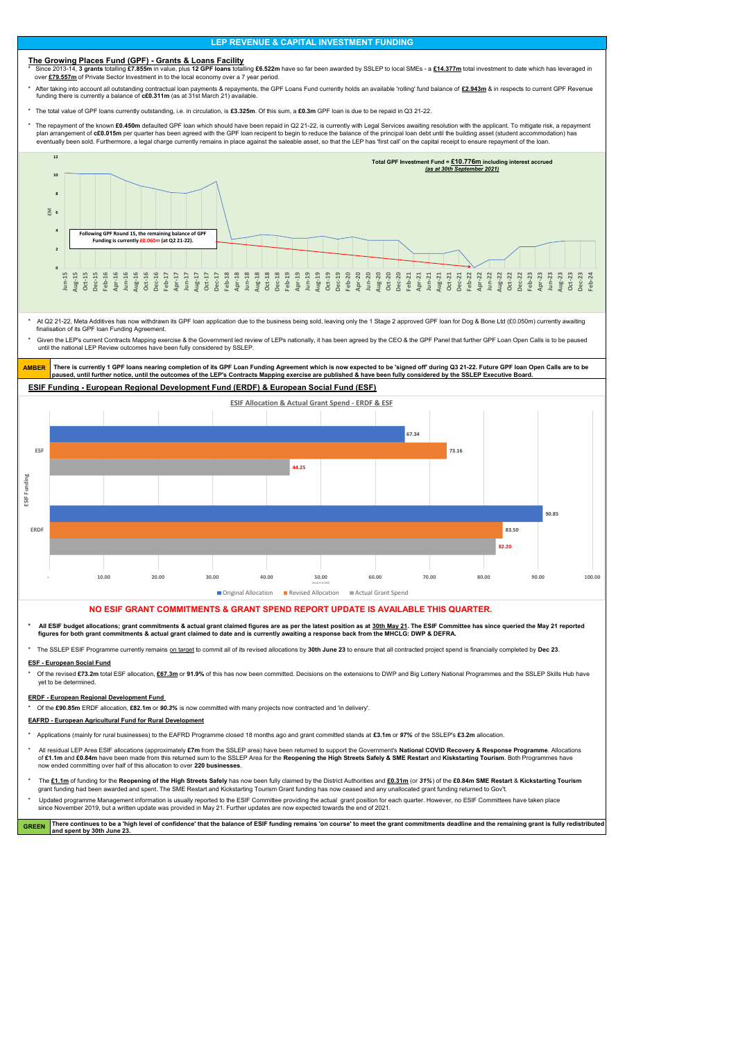## LEP REVENUE & CAPITAL INVESTMENT FUNDING

### The Growing Places Fund (GPF) - Grants & Loans Facility

* Since 2013-14, **3 grants** totalling **£7.855m** in value, plus **12 GPF loans** totalling **£6.522m** have so far been awarded by SSLEP to local SMEs - a **£14.377m** total investment to date which has leveraged in over **£79.557m** of Private Sector Investment in to the local economy over a 7 year period.
* After taking into account all outstanding contractual loan payments & repayments, the GPF Loans Fund currently holds an available 'rolling' fund balance of **£2.943m** & in respects to current GPF Revenue funding there is currently a balance of **c£0.311m** (as at 31st March 21) available.
* The total value of GPF loans currently outstanding, i.e. in circulation, is **£3.325m**. Of this sum, a **£0.3m** GPF loan is due to be repaid in Q3 21-22.
* The repayment of the known **£0.450m** defaulted GPF loan which should have been repaid in Q2 21-22, is currently with Legal Services awaiting resolution with the applicant. To mitigate risk, a repayment plan arrangement of **c£0.015m** per quarter has been agreed with the GPF loan recipent to begin to reduce the balance of the principal loan debt until the building asset (student accommodation) has eventually been sold. Furthermore, a legal charge currently remains in place against the saleable asset, so that the LEP has 'first call' on the capital receipt to ensure repayment of the loan.

**Total GPF Investment Fund = £10.776m including interest accrued** *(as at 30th September 2021)*

Following GPF Round 15, the remaining balance of GPF Funding is currently £0.060m (at Q2 21-22).

* At Q2 21-22, Meta Additives has now withdrawn its GPF loan application due to the business being sold, leaving only the 1 Stage 2 approved GPF loan for Dog & Bone Ltd (£0.050m) currently awaiting finalisation of its GPF loan Funding Agreement.
* Given the LEP's current Contracts Mapping exercise & the Government led review of LEPs nationally, it has been agreed by the CEO & the GPF Panel that further GPF Loan Open Calls is to be paused until the national LEP Review outcomes have been fully considered by SSLEP.

**AMBER** — **There is currently 1 GPF loans nearing completion of its GPF Loan Funding Agreement which is now expected to be 'signed off' during Q3 21-22. Future GPF loan Open Calls are to be paused, until further notice, until the outcomes of the LEP's Contracts Mapping exercise are published & have been fully considered by the SSLEP Executive Board.**

### ESIF Funding - European Regional Development Fund (ERDF) & European Social Fund (ESF)

**ESIF Allocation & Actual Grant Spend - ERDF & ESF**

| ESIF Funding | Original Allocation | Revised Allocation | Actual Grant Spend |
|---|---|---|---|
| ESF | 67.34 | 73.16 | 44.25 |
| ERDF | 90.85 | 83.50 | 82.20 |

**NO ESIF GRANT COMMITMENTS & GRANT SPEND REPORT UPDATE IS AVAILABLE THIS QUARTER.**

* **All ESIF budget allocations; grant commitments & actual grant claimed figures are as per the latest position as at 30th May 21. The ESIF Committee has since queried the May 21 reported figures for both grant commitments & actual grant claimed to date and is currently awaiting a response back from the MHCLG: DWP & DEFRA.**
* The SSLEP ESIF Programme currently remains on target to commit all of its revised allocations by **30th June 23** to ensure that all contracted project spend is financially completed by **Dec 23**.

**ESF - European Social Fund**

* Of the revised **£73.2m** total ESF allocation, **£67.3m** or **91.9%** of this has now been committed. Decisions on the extensions to DWP and Big Lottery National Programmes and the SSLEP Skills Hub have yet to be determined.

**ERDF - European Regional Development Fund**

* Of the **£90.85m** ERDF allocation, **£82.1m** or ***90.3%*** is now committed with many projects now contracted and 'in delivery'.

**EAFRD - European Agricultural Fund for Rural Development**

* Applications (mainly for rural businesses) to the EAFRD Programme closed 18 months ago and grant committed stands at **£3.1m** or ***97%*** of the SSLEP's **£3.2m** allocation.
* All residual LEP Area ESIF allocations (approximately **£7m** from the SSLEP area) have been returned to support the Government's **National COVID Recovery & Response Programme**. Allocations of **£1.1m** and **£0.84m** have been made from this returned sum to the SSLEP Area for the **Reopening the High Streets Safely & SME Restart** and **Kiskstarting Tourism**. Both Programmes have now ended committing over half of this allocation to over **220 businesses**.
* The **£1.1m** of funding for the **Reopening of the High Streets Safely** has now been fully claimed by the District Authorities and **£0.31m** (or ***31%***) of the **£0.84m SME Restart** & **Kickstarting Tourism** grant funding had been awarded and spent. The SME Restart and Kickstarting Tourism Grant funding has now ceased and any unallocated grant funding returned to Gov't.
* Updated programme Management information is usually reported to the ESIF Committee providing the actual grant position for each quarter. However, no ESIF Committees have taken place since November 2019, but a written update was provided in May 21. Further updates are now expected towards the end of 2021.

**GREEN** — **There continues to be a 'high level of confidence' that the balance of ESIF funding remains 'on course' to meet the grant commitments deadline and the remaining grant is fully redistributed and spent by 30th June 23.**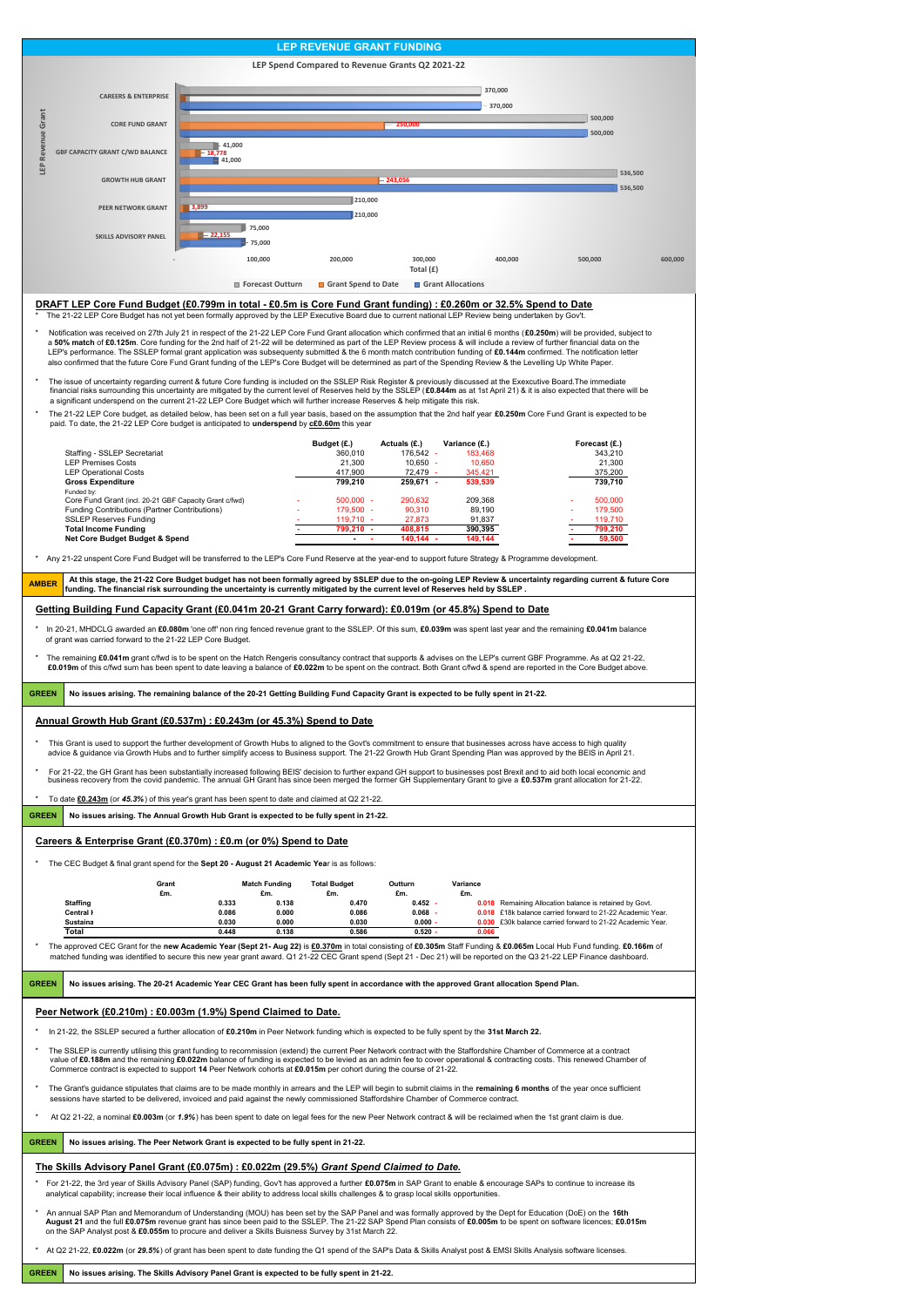# LEP REVENUE GRANT FUNDING

LEP Spend Compared to Revenue Grants Q2 2021-22

LEP Revenue Grant

CAREERS & ENTERPRISE
370,000
370,000

CORE FUND GRANT
500,000
250,000
500,000

GBF CAPACITY GRANT C/WD BALANCE
41,000
18,778
41,000

GROWTH HUB GRANT
536,500
243,056
536,500

PEER NETWORK GRANT
210,000
3,899
210,000

SKILLS ADVISORY PANEL
75,000
22,155
75,000

- 100,000 200,000 300,000 400,000 500,000 600,000

Total (£)

Forecast Outturn   Grant Spend to Date   Grant Allocations

## DRAFT LEP Core Fund Budget (£0.799m in total - £0.5m is Core Fund Grant funding) : £0.260m or 32.5% Spend to Date

* The 21-22 LEP Core Budget has not yet been formally approved by the LEP Executive Board due to current national LEP Review being undertaken by Gov't.

* Notification was received on 27th July 21 in respect of the 21-22 LEP Core Fund Grant allocation which confirmed that an initial 6 months (**£0.250m**) will be provided, subject to a **50% match** of **£0.125m**. Core funding for the 2nd half of 21-22 will be determined as part of the LEP Review process & will include a review of further financial data on the LEP's performance. The SSLEP formal grant application was subsequently submitted & the 6 month match contribution funding of **£0.144m** confirmed. The notification letter also confirmed that the future Core Fund Grant funding of the LEP's Core Budget will be determined as part of the Spending Review & the Levelling Up White Paper.

* The issue of uncertainty regarding current & future Core funding is included on the SSLEP Risk Register & previously discussed at the Executive Board.The immediate financial risks surrounding this uncertainty are mitigated by the current level of Reserves held by the SSLEP (**£0.844m** as at 1st April 21) & it is also expected that there will be a significant underspend on the current 21-22 LEP Core Budget which will further increase Reserves & help mitigate this risk.

* The 21-22 LEP Core budget, as detailed below, has been set on a full year basis, based on the assumption that the 2nd half year **£0.250m** Core Fund Grant is expected to be paid. To date, the 21-22 LEP Core budget is anticipated to **underspend** by **c£0.60m** this year

| | Budget (£.) | Actuals (£.) | Variance (£.) | Forecast (£.) |
|---|---|---|---|---|
| Staffing - SSLEP Secretariat | 360,010 | 176,542 | - 183,468 | 343,210 |
| LEP Premises Costs | 21,300 | 10,650 | - 10,650 | 21,300 |
| LEP Operational Costs | 417,900 | 72,479 | - 345,421 | 375,200 |
| **Gross Expenditure** | **799,210** | **259,671** | **- 539,539** | **739,710** |
| Funded by: | | | | |
| Core Fund Grant (incl. 20-21 GBF Capacity Grant c/fwd) | - 500,000 | - 290,632 | 209,368 | - 500,000 |
| Funding Contributions (Partner Contributions) | - 179,500 | - 90,310 | 89,190 | - 179,500 |
| SSLEP Reserves Funding | - 119,710 | - 27,873 | 91,837 | - 119,710 |
| **Total Income Funding** | **- 799,210** | **- 408,815** | **390,395** | **- 799,210** |
| **Net Core Budget Budget & Spend** | **-** | **- 149,144** | **- 149,144** | **- 59,500** |

* Any 21-22 unspent Core Fund Budget will be transferred to the LEP's Core Fund Reserve at the year-end to support future Strategy & Programme development.

**AMBER** | **At this stage, the 21-22 Core Budget budget has not been formally agreed by SSLEP due to the on-going LEP Review & uncertainty regarding current & future Core funding. The financial risk surrounding the uncertainty is currently mitigated by the current level of Reserves held by SSLEP .**

## Getting Building Fund Capacity Grant (£0.041m 20-21 Grant Carry forward): £0.019m (or 45.8%) Spend to Date

* In 20-21, MHDCLG awarded an **£0.080m** 'one off' non ring fenced revenue grant to the SSLEP. Of this sum, **£0.039m** was spent last year and the remaining **£0.041m** balance of grant was carried forward to the 21-22 LEP Core Budget.

* The remaining **£0.041m** grant c/fwd is to be spent on the Hatch Rengeris consultancy contract that supports & advises on the LEP's current GBF Programme. As at Q2 21-22, **£0.019m** of this c/fwd sum has been spent to date leaving a balance of **£0.022m** to be spent on the contract. Both Grant c/fwd & spend are reported in the Core Budget above.

**GREEN** | **No issues arising. The remaining balance of the 20-21 Getting Building Fund Capacity Grant is expected to be fully spent in 21-22.**

## Annual Growth Hub Grant (£0.537m) : £0.243m (or 45.3%) Spend to Date

* This Grant is used to support the further development of Growth Hubs to aligned to the Govt's commitment to ensure that businesses across have access to high quality advice & guidance via Growth Hubs and to further simplify access to Business support. The 21-22 Growth Hub Grant Spending Plan was approved by the BEIS in April 21.

* For 21-22, the GH Grant has been substantially increased following BEIS' decision to further expand GH support to businesses post Brexit and to aid both local economic and business recovery from the covid pandemic. The annual GH Grant has since been merged with the former GH Supplementary Grant to give a **£0.537m** grant allocation for 21-22.

* To date **£0.243m** (or ***45.3%***) of this year's grant has been spent to date and claimed at Q2 21-22.

**GREEN** | **No issues arising. The Annual Growth Hub Grant is expected to be fully spent in 21-22.**

## Careers & Enterprise Grant (£0.370m) : £0.m (or 0%) Spend to Date

* The CEC Budget & final grant spend for the **Sept 20 - August 21 Academic Year** is as follows:

| | Grant | Match Funding | Total Budget | Outturn | Variance | |
|---|---|---|---|---|---|---|
| | £m. | £m. | £m. | £m. | £m. | |
| **Staffing** | 0.333 | 0.138 | 0.470 | 0.452 | - 0.018 | Remaining Allocation balance is retained by Govt. |
| **Central I** | 0.086 | 0.000 | 0.086 | 0.068 | - 0.018 | £18k balance carried forward to 21-22 Academic Year. |
| **Sustaina** | 0.030 | 0.000 | 0.030 | 0.000 | - 0.030 | £30k balance carried forward to 21-22 Academic Year. |
| **Total** | 0.448 | 0.138 | 0.586 | 0.520 | - 0.066 | |

* The approved CEC Grant for the **new Academic Year (Sept 21- Aug 22)** is **£0.370m** in total consisting of **£0.305m** Staff Funding & **£0.065m** Local Hub Fund funding. **£0.166m** of matched funding was identified to secure this new year grant award. Q1 21-22 CEC Grant spend (Sept 21 - Dec 21) will be reported on the Q3 21-22 LEP Finance dashboard.

**GREEN** | **No issues arising. The 20-21 Academic Year CEC Grant has been fully spent in accordance with the approved Grant allocation Spend Plan.**

## Peer Network (£0.210m) : £0.003m (1.9%) Spend Claimed to Date.

* In 21-22, the SSLEP secured a further allocation of **£0.210m** in Peer Network funding which is expected to be fully spent by the **31st March 22.**

* The SSLEP is currently utilising this grant funding to recommission (extend) the current Peer Network contract with the Staffordshire Chamber of Commerce at a contract value of **£0.188m** and the remaining **£0.022m** balance of funding is expected to be levied as an admin fee to cover operational & contracting costs. This renewed Chamber of Commerce contract is expected to support **14** Peer Network cohorts at **£0.015m** per cohort during the course of 21-22.

* The Grant's guidance stipulates that claims are to be made monthly in arrears and the LEP will begin to submit claims in the **remaining 6 months** of the year once sufficient sessions have started to be delivered, invoiced and paid against the newly commissioned Staffordshire Chamber of Commerce contract.

* At Q2 21-22, a nominal **£0.003m** (or ***1.9%***) has been spent to date on legal fees for the new Peer Network contract & will be reclaimed when the 1st grant claim is due.

**GREEN** | **No issues arising. The Peer Network Grant is expected to be fully spent in 21-22.**

## The Skills Advisory Panel Grant (£0.075m) : £0.022m (29.5%) *Grant Spend Claimed to Date.*

* For 21-22, the 3rd year of Skills Advisory Panel (SAP) funding, Gov't has approved a further **£0.075m** in SAP Grant to enable & encourage SAPs to continue to increase its analytical capability; increase their local influence & their ability to address local skills challenges & to grasp local skills opportunities.

* An annual SAP Plan and Memorandum of Understanding (MOU) has been set by the SAP Panel and was formally approved by the Dept for Education (DoE) on the **16th August 21** and the full **£0.075m** revenue grant has since been paid to the SSLEP. The 21-22 SAP Spend Plan consists of **£0.005m** to be spent on software licences; **£0.015m** on the SAP Analyst post & **£0.055m** to procure and deliver a Skills Buisness Survey by 31st March 22.

* At Q2 21-22, **£0.022m** (or ***29.5%***) of grant has been spent to date funding the Q1 spend of the SAP's Data & Skills Analyst post & EMSI Skills Analysis software licenses.

**GREEN** | **No issues arising. The Skills Advisory Panel Grant is expected to be fully spent in 21-22.**